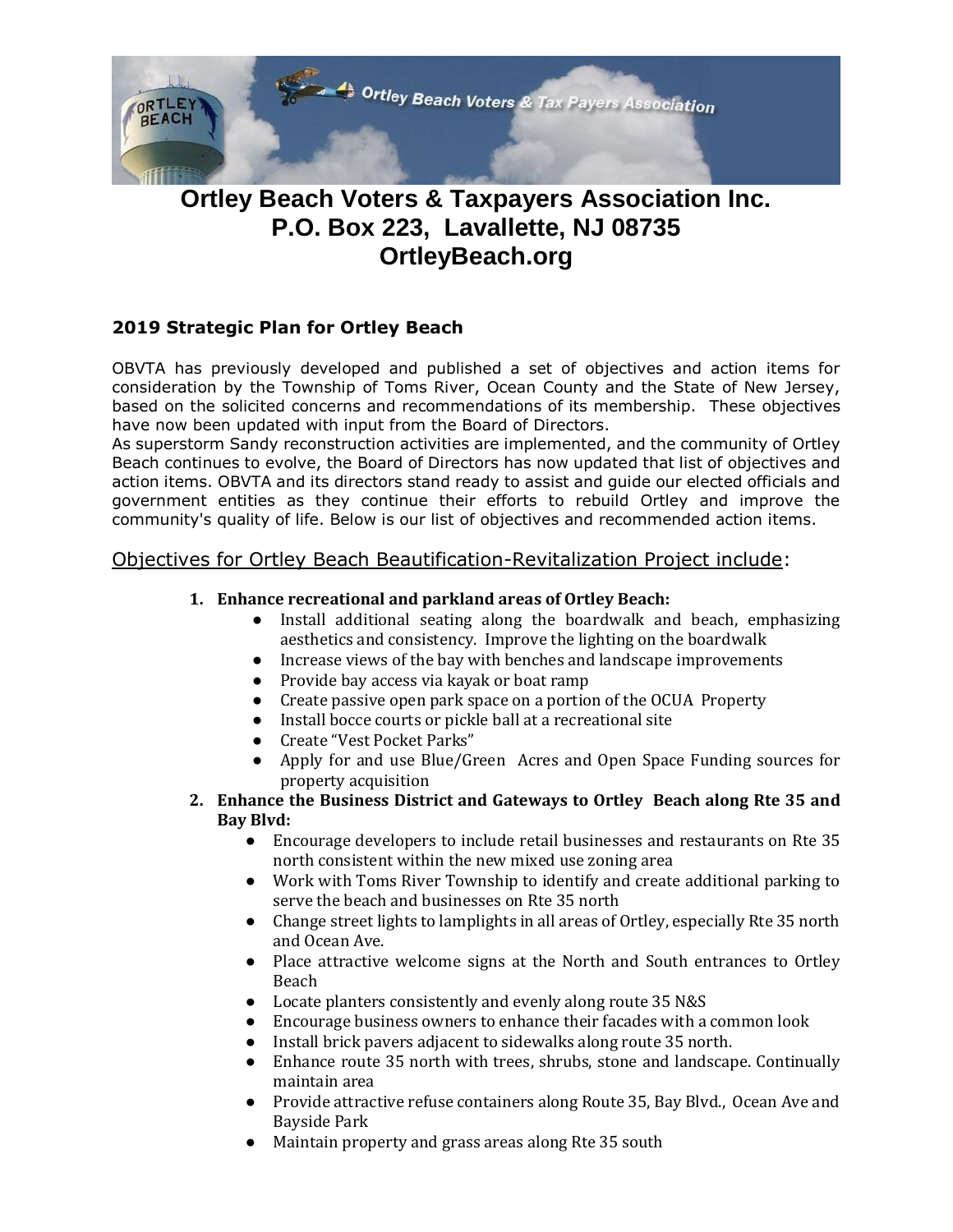# Ortley Beach Voters & Taxpayers Association Inc.
# P.O. Box 223, Lavallette, NJ 08735
# OrtleyBeach.org

### 2019 Strategic Plan for Ortley Beach

OBVTA has previously developed and published a set of objectives and action items for consideration by the Township of Toms River, Ocean County and the State of New Jersey, based on the solicited concerns and recommendations of its membership. These objectives have now been updated with input from the Board of Directors.

As superstorm Sandy reconstruction activities are implemented, and the community of Ortley Beach continues to evolve, the Board of Directors has now updated that list of objectives and action items. OBVTA and its directors stand ready to assist and guide our elected officials and government entities as they continue their efforts to rebuild Ortley and improve the community's quality of life. Below is our list of objectives and recommended action items.

## Objectives for Ortley Beach Beautification-Revitalization Project include:

1. **Enhance recreational and parkland areas of Ortley Beach:**
   - Install additional seating along the boardwalk and beach, emphasizing aesthetics and consistency. Improve the lighting on the boardwalk
   - Increase views of the bay with benches and landscape improvements
   - Provide bay access via kayak or boat ramp
   - Create passive open park space on a portion of the OCUA Property
   - Install bocce courts or pickle ball at a recreational site
   - Create "Vest Pocket Parks"
   - Apply for and use Blue/Green Acres and Open Space Funding sources for property acquisition
2. **Enhance the Business District and Gateways to Ortley Beach along Rte 35 and Bay Blvd:**
   - Encourage developers to include retail businesses and restaurants on Rte 35 north consistent within the new mixed use zoning area
   - Work with Toms River Township to identify and create additional parking to serve the beach and businesses on Rte 35 north
   - Change street lights to lamplights in all areas of Ortley, especially Rte 35 north and Ocean Ave.
   - Place attractive welcome signs at the North and South entrances to Ortley Beach
   - Locate planters consistently and evenly along route 35 N&S
   - Encourage business owners to enhance their facades with a common look
   - Install brick pavers adjacent to sidewalks along route 35 north.
   - Enhance route 35 north with trees, shrubs, stone and landscape. Continually maintain area
   - Provide attractive refuse containers along Route 35, Bay Blvd., Ocean Ave and Bayside Park
   - Maintain property and grass areas along Rte 35 south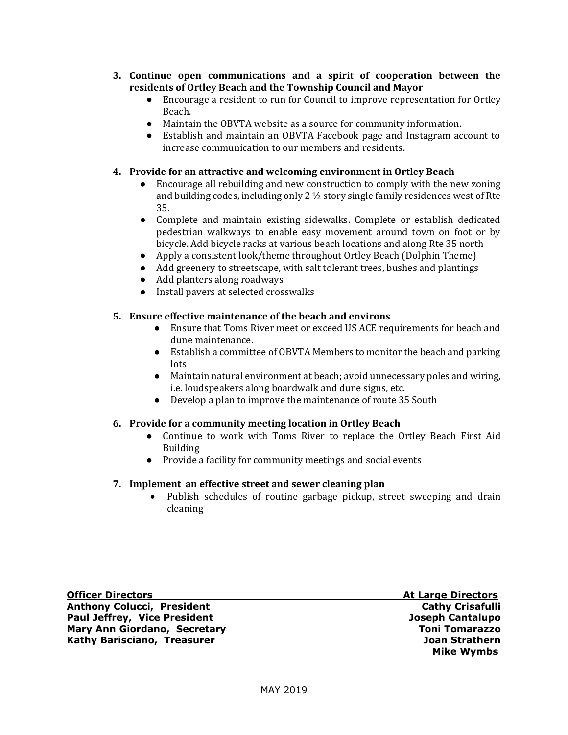3. **Continue open communications and a spirit of cooperation between the residents of Ortley Beach and the Township Council and Mayor**
   - Encourage a resident to run for Council to improve representation for Ortley Beach.
   - Maintain the OBVTA website as a source for community information.
   - Establish and maintain an OBVTA Facebook page and Instagram account to increase communication to our members and residents.

4. **Provide for an attractive and welcoming environment in Ortley Beach**
   - Encourage all rebuilding and new construction to comply with the new zoning and building codes, including only 2 ½ story single family residences west of Rte 35.
   - Complete and maintain existing sidewalks. Complete or establish dedicated pedestrian walkways to enable easy movement around town on foot or by bicycle. Add bicycle racks at various beach locations and along Rte 35 north
   - Apply a consistent look/theme throughout Ortley Beach (Dolphin Theme)
   - Add greenery to streetscape, with salt tolerant trees, bushes and plantings
   - Add planters along roadways
   - Install pavers at selected crosswalks

5. **Ensure effective maintenance of the beach and environs**
   - Ensure that Toms River meet or exceed US ACE requirements for beach and dune maintenance.
   - Establish a committee of OBVTA Members to monitor the beach and parking lots
   - Maintain natural environment at beach; avoid unnecessary poles and wiring, i.e. loudspeakers along boardwalk and dune signs, etc.
   - Develop a plan to improve the maintenance of route 35 South

6. **Provide for a community meeting location in Ortley Beach**
   - Continue to work with Toms River to replace the Ortley Beach First Aid Building
   - Provide a facility for community meetings and social events

7. **Implement an effective street and sewer cleaning plan**
   - Publish schedules of routine garbage pickup, street sweeping and drain cleaning

**Officer Directors**

**Anthony Colucci, President**
**Paul Jeffrey, Vice President**
**Mary Ann Giordano, Secretary**
**Kathy Barisciano, Treasurer**

**At Large Directors**

**Cathy Crisafulli**
**Joseph Cantalupo**
**Toni Tomarazzo**
**Joan Strathern**
**Mike Wymbs**

MAY 2019